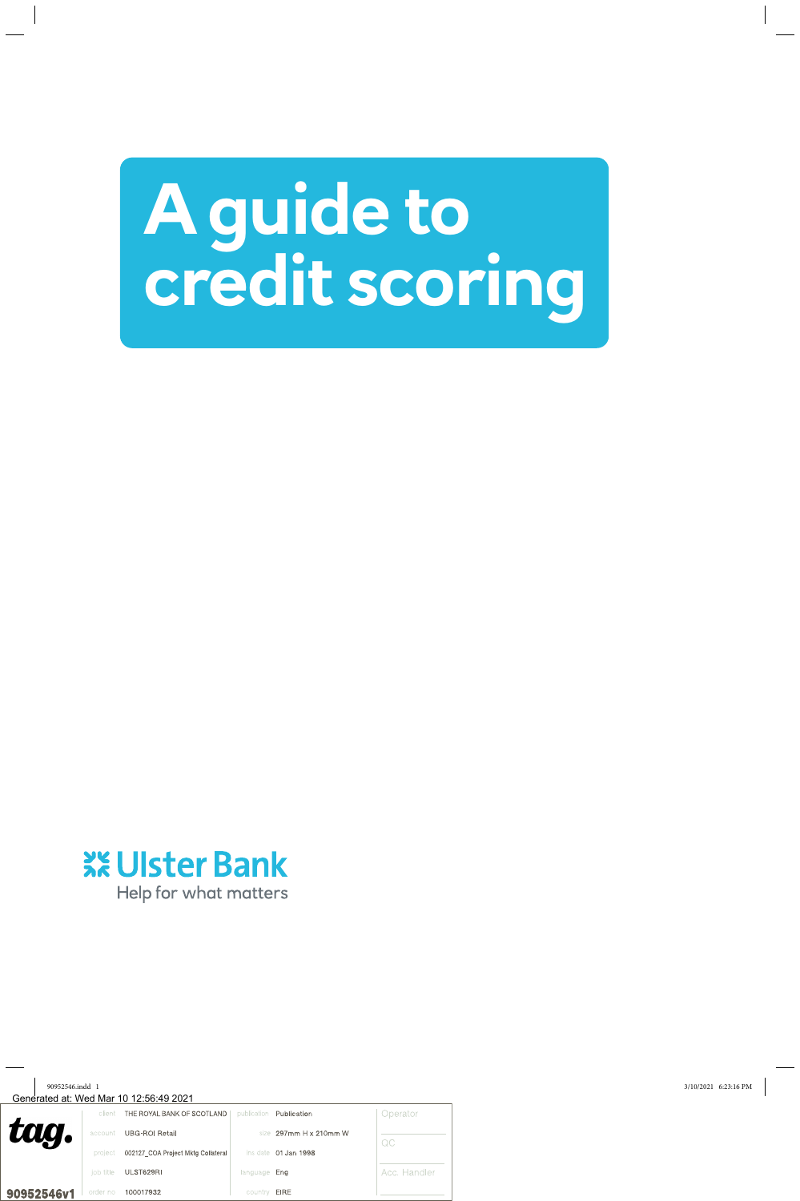# A guide to credit scoring

Ulster Bank

Help for what matters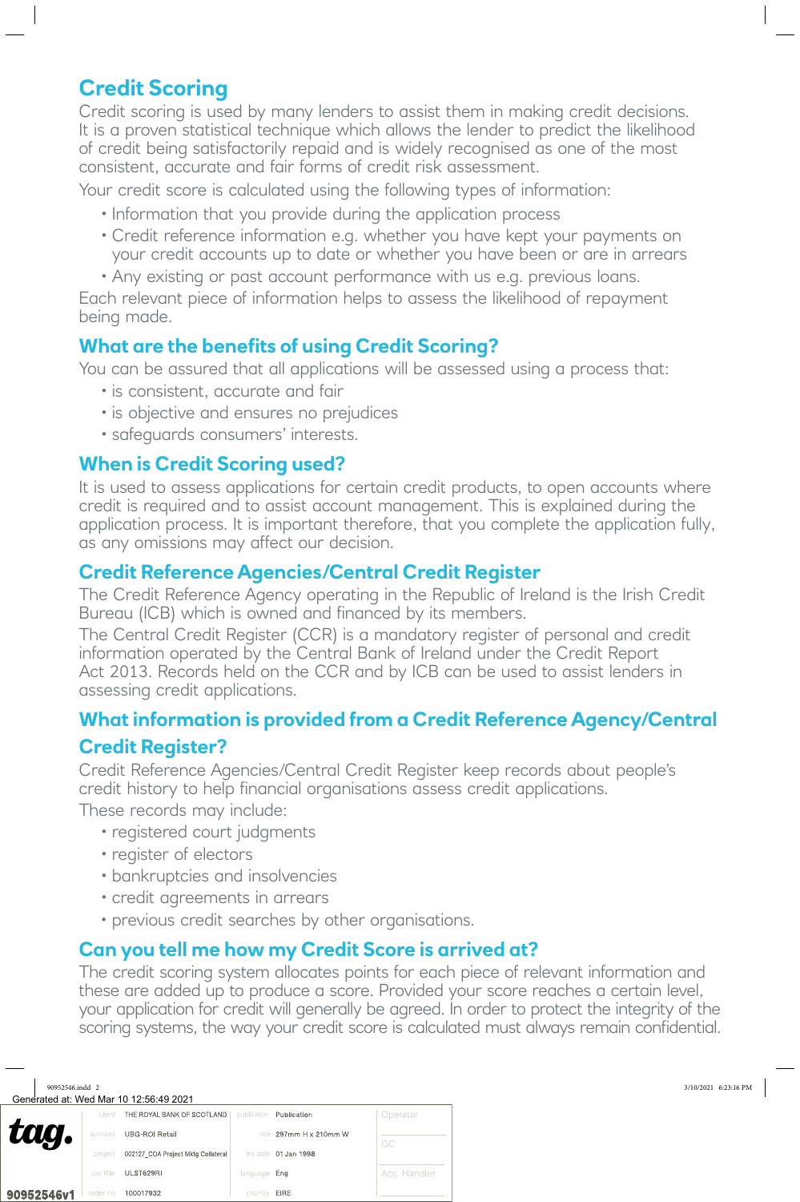## Credit Scoring

Credit scoring is used by many lenders to assist them in making credit decisions. It is a proven statistical technique which allows the lender to predict the likelihood of credit being satisfactorily repaid and is widely recognised as one of the most consistent, accurate and fair forms of credit risk assessment.

Your credit score is calculated using the following types of information:

- Information that you provide during the application process
- Credit reference information e.g. whether you have kept your payments on your credit accounts up to date or whether you have been or are in arrears
- Any existing or past account performance with us e.g. previous loans.

Each relevant piece of information helps to assess the likelihood of repayment being made.

### What are the benefits of using Credit Scoring?

You can be assured that all applications will be assessed using a process that:

- is consistent, accurate and fair
- is objective and ensures no prejudices
- safeguards consumers' interests.

### When is Credit Scoring used?

It is used to assess applications for certain credit products, to open accounts where credit is required and to assist account management. This is explained during the application process. It is important therefore, that you complete the application fully, as any omissions may affect our decision.

### Credit Reference Agencies/Central Credit Register

The Credit Reference Agency operating in the Republic of Ireland is the Irish Credit Bureau (ICB) which is owned and financed by its members.

The Central Credit Register (CCR) is a mandatory register of personal and credit information operated by the Central Bank of Ireland under the Credit Report Act 2013. Records held on the CCR and by ICB can be used to assist lenders in assessing credit applications.

### What information is provided from a Credit Reference Agency/Central Credit Register?

Credit Reference Agencies/Central Credit Register keep records about people's credit history to help financial organisations assess credit applications.

These records may include:

- registered court judgments
- register of electors
- bankruptcies and insolvencies
- credit agreements in arrears
- previous credit searches by other organisations.

### Can you tell me how my Credit Score is arrived at?

The credit scoring system allocates points for each piece of relevant information and these are added up to produce a score. Provided your score reaches a certain level, your application for credit will generally be agreed. In order to protect the integrity of the scoring systems, the way your credit score is calculated must always remain confidential.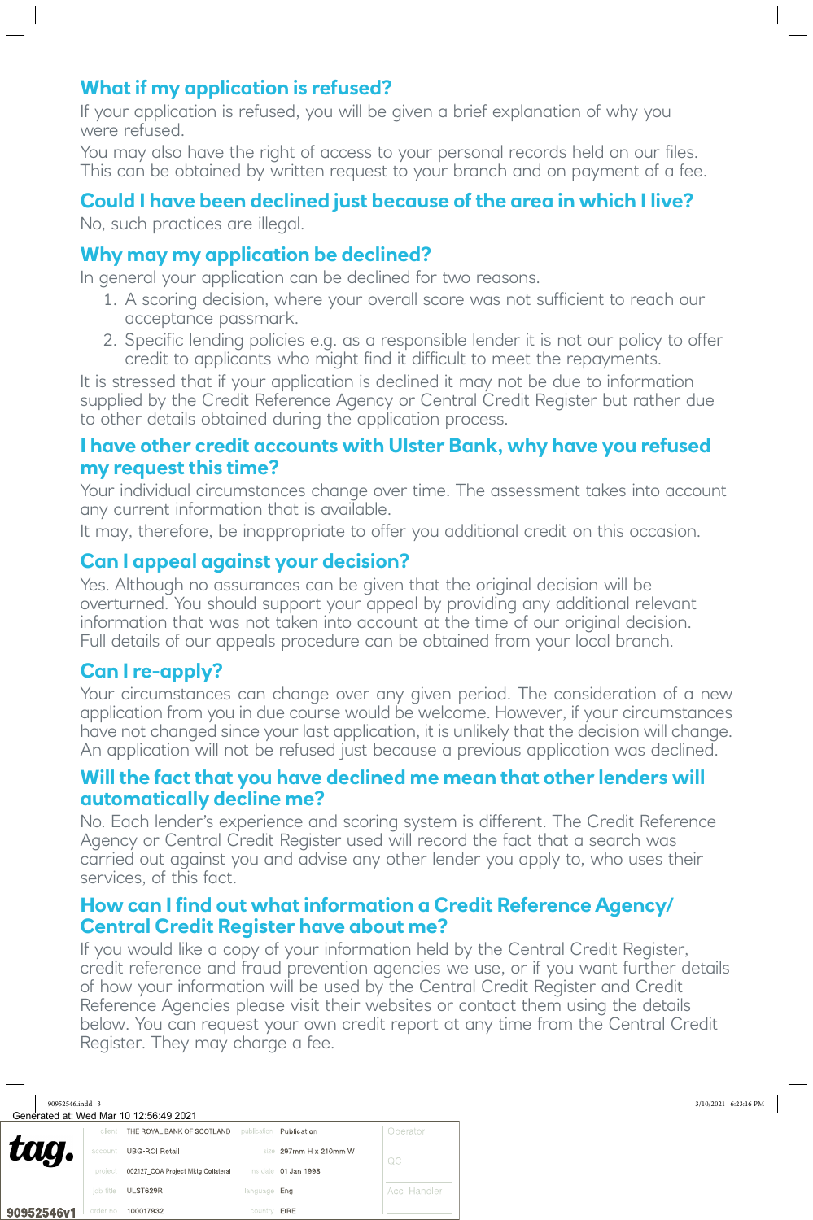## What if my application is refused?

If your application is refused, you will be given a brief explanation of why you were refused.

You may also have the right of access to your personal records held on our files. This can be obtained by written request to your branch and on payment of a fee.

## Could I have been declined just because of the area in which I live?

No, such practices are illegal.

## Why may my application be declined?

In general your application can be declined for two reasons.

1. A scoring decision, where your overall score was not sufficient to reach our acceptance passmark.
2. Specific lending policies e.g. as a responsible lender it is not our policy to offer credit to applicants who might find it difficult to meet the repayments.

It is stressed that if your application is declined it may not be due to information supplied by the Credit Reference Agency or Central Credit Register but rather due to other details obtained during the application process.

## I have other credit accounts with Ulster Bank, why have you refused my request this time?

Your individual circumstances change over time. The assessment takes into account any current information that is available.

It may, therefore, be inappropriate to offer you additional credit on this occasion.

## Can I appeal against your decision?

Yes. Although no assurances can be given that the original decision will be overturned. You should support your appeal by providing any additional relevant information that was not taken into account at the time of our original decision. Full details of our appeals procedure can be obtained from your local branch.

## Can I re-apply?

Your circumstances can change over any given period. The consideration of a new application from you in due course would be welcome. However, if your circumstances have not changed since your last application, it is unlikely that the decision will change. An application will not be refused just because a previous application was declined.

## Will the fact that you have declined me mean that other lenders will automatically decline me?

No. Each lender's experience and scoring system is different. The Credit Reference Agency or Central Credit Register used will record the fact that a search was carried out against you and advise any other lender you apply to, who uses their services, of this fact.

## How can I find out what information a Credit Reference Agency/ Central Credit Register have about me?

If you would like a copy of your information held by the Central Credit Register, credit reference and fraud prevention agencies we use, or if you want further details of how your information will be used by the Central Credit Register and Credit Reference Agencies please visit their websites or contact them using the details below. You can request your own credit report at any time from the Central Credit Register. They may charge a fee.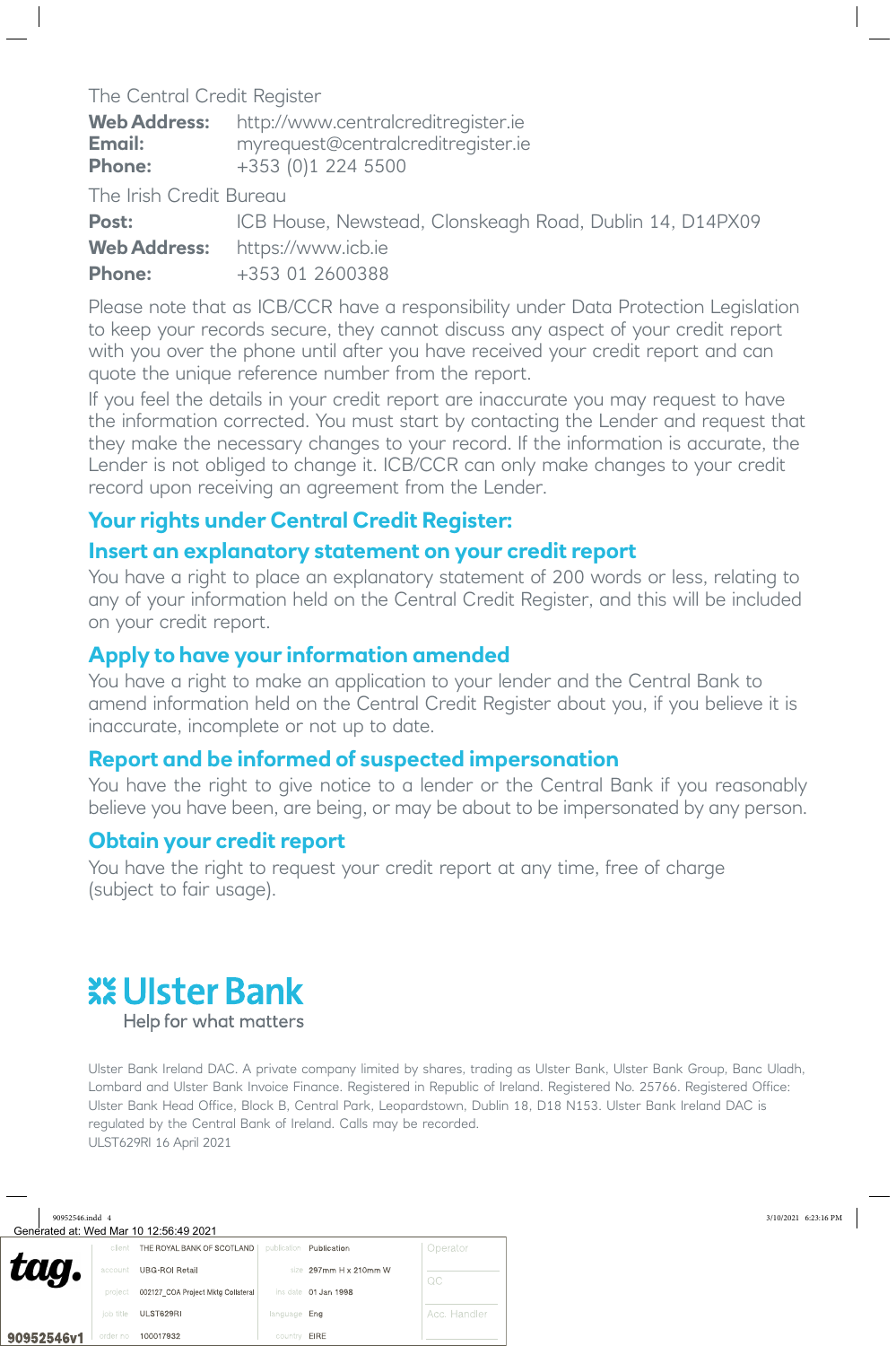The Central Credit Register

**Web Address:** http://www.centralcreditregister.ie
**Email:** myrequest@centralcreditregister.ie
**Phone:** +353 (0)1 224 5500

The Irish Credit Bureau

**Post:** ICB House, Newstead, Clonskeagh Road, Dublin 14, D14PX09
**Web Address:** https://www.icb.ie
**Phone:** +353 01 2600388

Please note that as ICB/CCR have a responsibility under Data Protection Legislation to keep your records secure, they cannot discuss any aspect of your credit report with you over the phone until after you have received your credit report and can quote the unique reference number from the report.

If you feel the details in your credit report are inaccurate you may request to have the information corrected. You must start by contacting the Lender and request that they make the necessary changes to your record. If the information is accurate, the Lender is not obliged to change it. ICB/CCR can only make changes to your credit record upon receiving an agreement from the Lender.

## Your rights under Central Credit Register:

### Insert an explanatory statement on your credit report

You have a right to place an explanatory statement of 200 words or less, relating to any of your information held on the Central Credit Register, and this will be included on your credit report.

### Apply to have your information amended

You have a right to make an application to your lender and the Central Bank to amend information held on the Central Credit Register about you, if you believe it is inaccurate, incomplete or not up to date.

### Report and be informed of suspected impersonation

You have the right to give notice to a lender or the Central Bank if you reasonably believe you have been, are being, or may be about to be impersonated by any person.

### Obtain your credit report

You have the right to request your credit report at any time, free of charge (subject to fair usage).

Ulster Bank
Help for what matters

Ulster Bank Ireland DAC. A private company limited by shares, trading as Ulster Bank, Ulster Bank Group, Banc Uladh, Lombard and Ulster Bank Invoice Finance. Registered in Republic of Ireland. Registered No. 25766. Registered Office: Ulster Bank Head Office, Block B, Central Park, Leopardstown, Dublin 18, D18 N153. Ulster Bank Ireland DAC is regulated by the Central Bank of Ireland. Calls may be recorded.
ULST629RI 16 April 2021